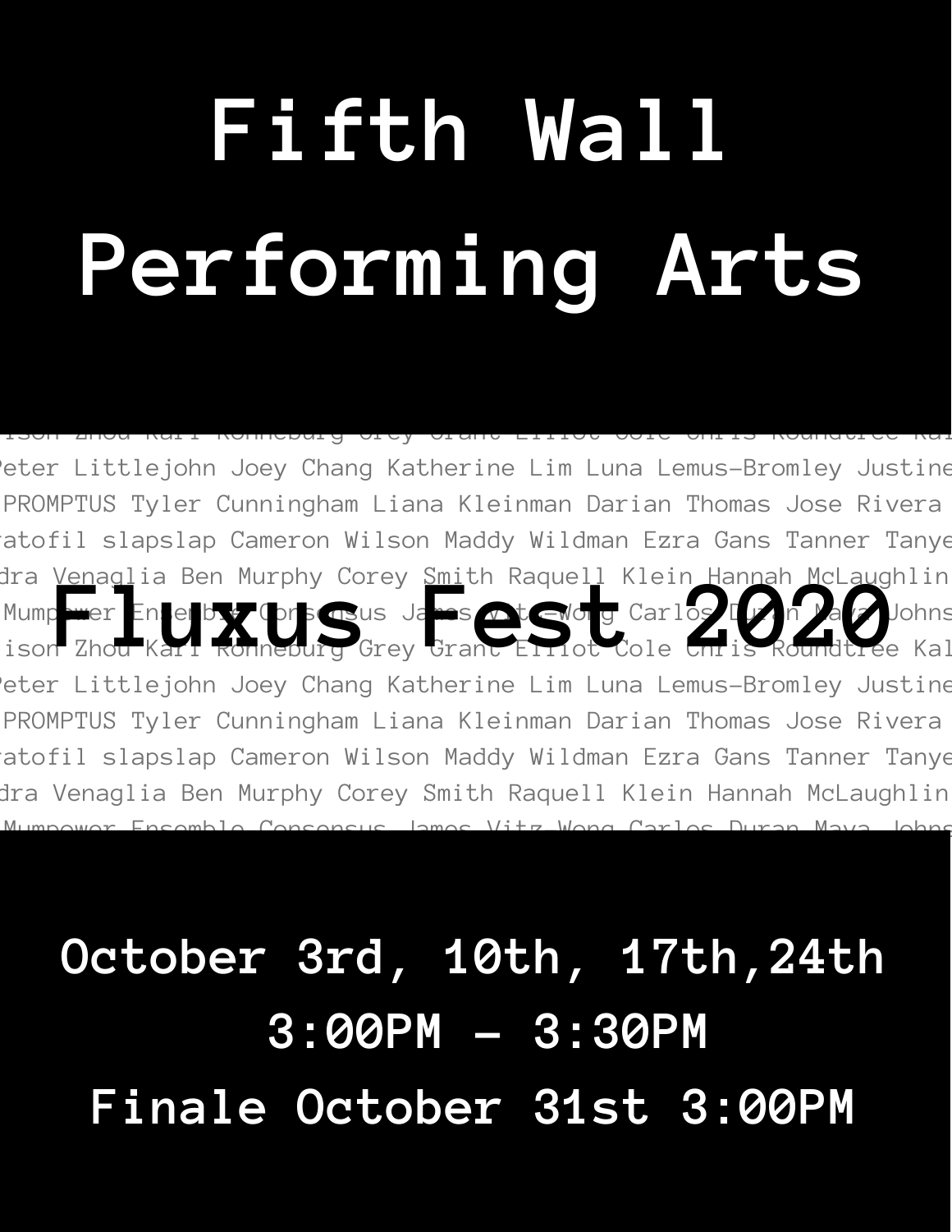# Fifth Wall Performing Arts

ison Zhou Karl Ronneburg Grey Grant Elliot Cole Chris Roundtree Kal
Peter Littlejohn Joey Chang Katherine Lim Luna Lemus-Bromley Justine
PROMPTUS Tyler Cunningham Liana Kleinman Darian Thomas Jose Rivera
ratofil slapslap Cameron Wilson Maddy Wildman Ezra Gans Tanner Tanye
dra Venaglia Ben Murphy Corey Smith Raquell Klein Hannah McLaughlin
Mumpower Ensemble Consensus James Vitz-Wong Carlos Duran Maya Johns

## Fluxus Fest 2020

**October 3rd, 10th, 17th,24th**

**3:00PM - 3:30PM**

**Finale October 31st 3:00PM**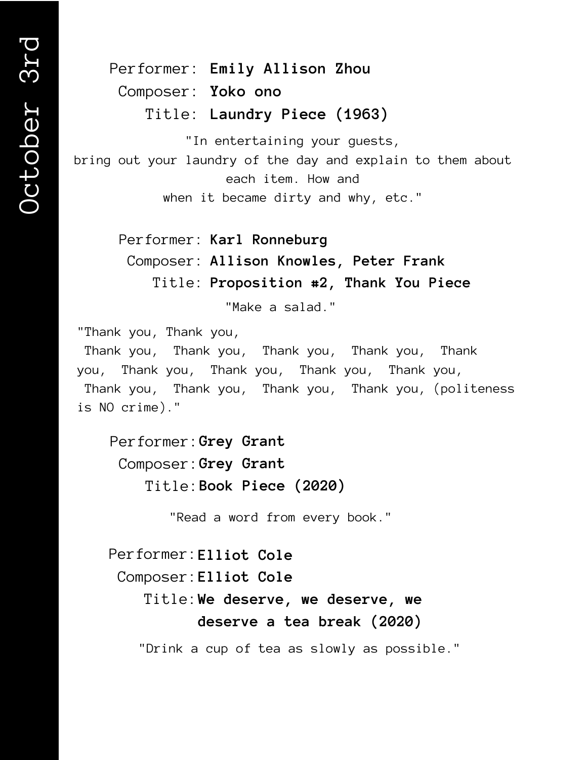# October 3rd

Performer: **Emily Allison Zhou**
Composer: **Yoko ono**
Title: **Laundry Piece (1963)**

"In entertaining your guests,
bring out your laundry of the day and explain to them about each item. How and
when it became dirty and why, etc."

Performer: **Karl Ronneburg**
Composer: **Allison Knowles, Peter Frank**
Title: **Proposition #2, Thank You Piece**

"Make a salad."

"Thank you, Thank you,
Thank you, Thank you, Thank you, Thank you, Thank you, Thank you, Thank you, Thank you, Thank you,
Thank you, Thank you, Thank you, Thank you, (politeness is NO crime)."

Performer: **Grey Grant**
Composer: **Grey Grant**
Title: **Book Piece (2020)**

"Read a word from every book."

Performer: **Elliot Cole**
Composer: **Elliot Cole**
Title: **We deserve, we deserve, we deserve a tea break (2020)**

"Drink a cup of tea as slowly as possible."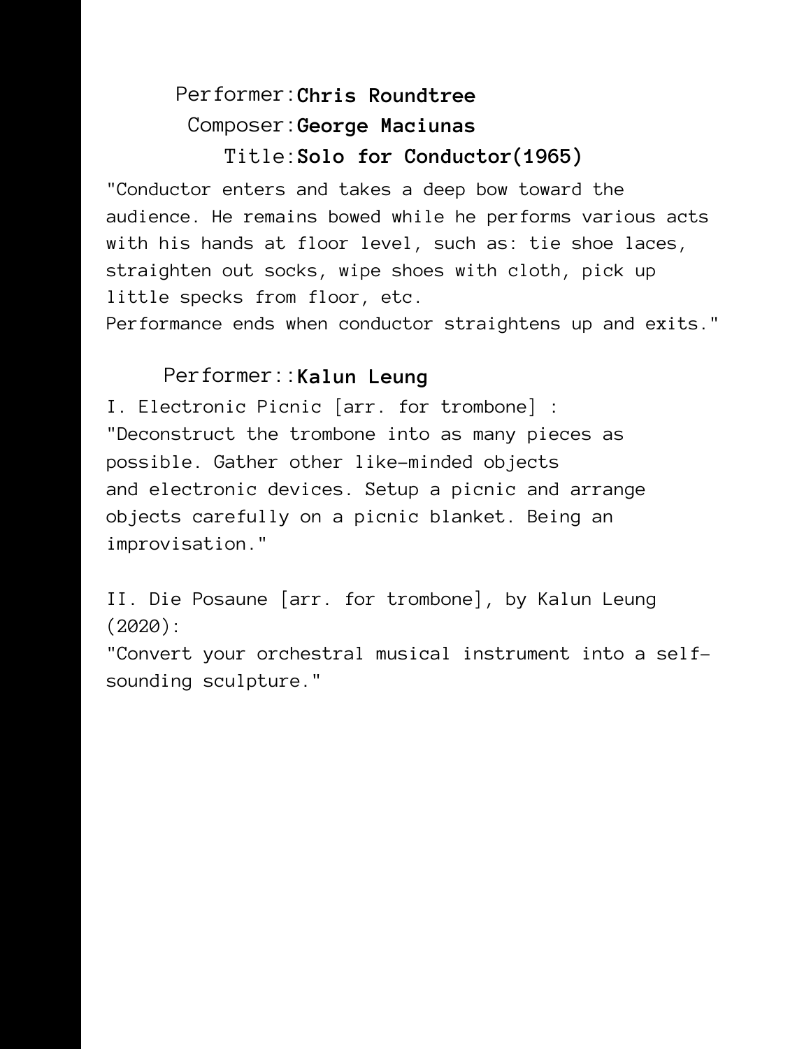Performer: **Chris Roundtree**
Composer: **George Maciunas**
Title: **Solo for Conductor(1965)**

"Conductor enters and takes a deep bow toward the audience. He remains bowed while he performs various acts with his hands at floor level, such as: tie shoe laces, straighten out socks, wipe shoes with cloth, pick up little specks from floor, etc.
Performance ends when conductor straightens up and exits."

Performer:: **Kalun Leung**

I. Electronic Picnic [arr. for trombone] :
"Deconstruct the trombone into as many pieces as possible. Gather other like-minded objects and electronic devices. Setup a picnic and arrange objects carefully on a picnic blanket. Being an improvisation."

II. Die Posaune [arr. for trombone], by Kalun Leung (2020):
"Convert your orchestral musical instrument into a self-sounding sculpture."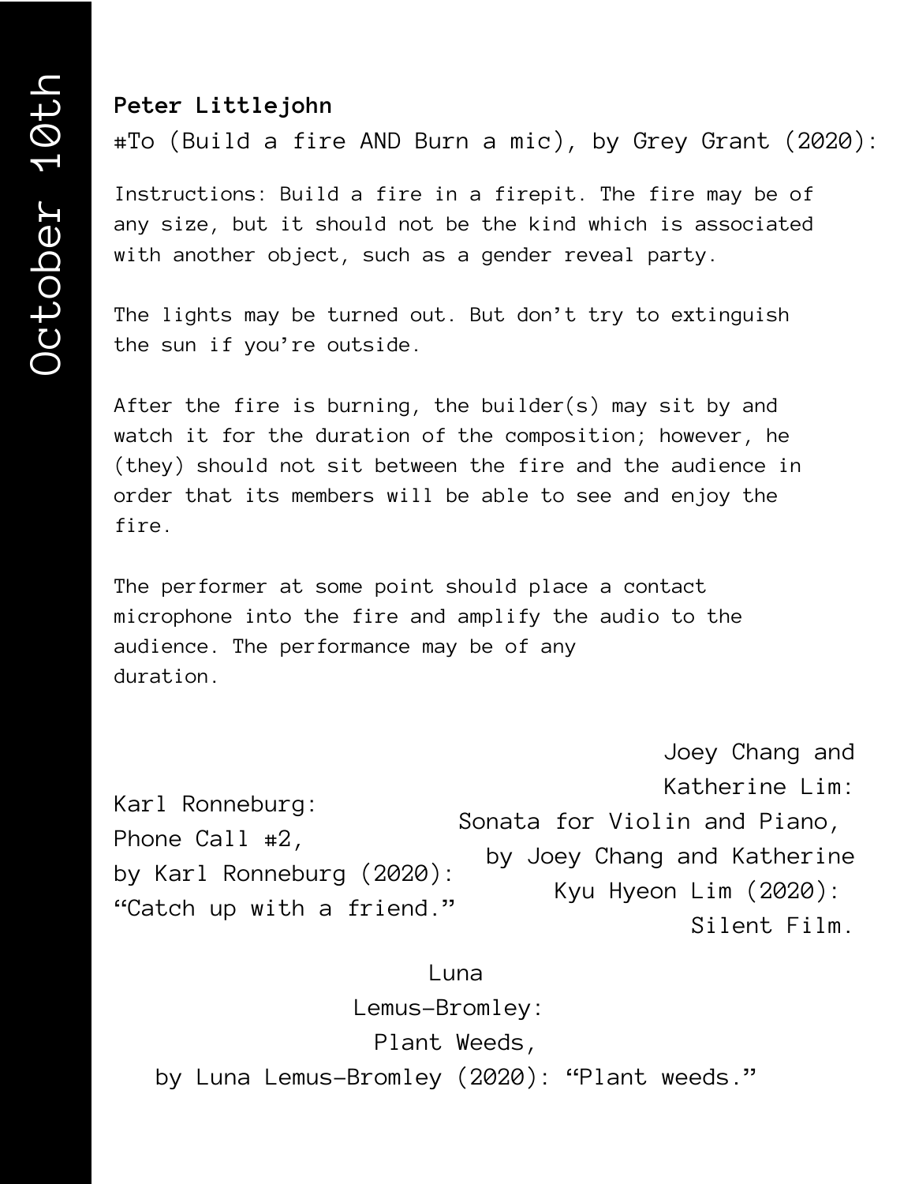October 10th

**Peter Littlejohn**

#To (Build a fire AND Burn a mic), by Grey Grant (2020):

Instructions: Build a fire in a firepit. The fire may be of any size, but it should not be the kind which is associated with another object, such as a gender reveal party.

The lights may be turned out. But don't try to extinguish the sun if you're outside.

After the fire is burning, the builder(s) may sit by and watch it for the duration of the composition; however, he (they) should not sit between the fire and the audience in order that its members will be able to see and enjoy the fire.

The performer at some point should place a contact microphone into the fire and amplify the audio to the audience. The performance may be of any duration.

Karl Ronneburg:
Phone Call #2,
by Karl Ronneburg (2020):
"Catch up with a friend."

Joey Chang and
Katherine Lim:
Sonata for Violin and Piano,
by Joey Chang and Katherine
Kyu Hyeon Lim (2020):
Silent Film.

Luna
Lemus-Bromley:
Plant Weeds,
by Luna Lemus-Bromley (2020): "Plant weeds."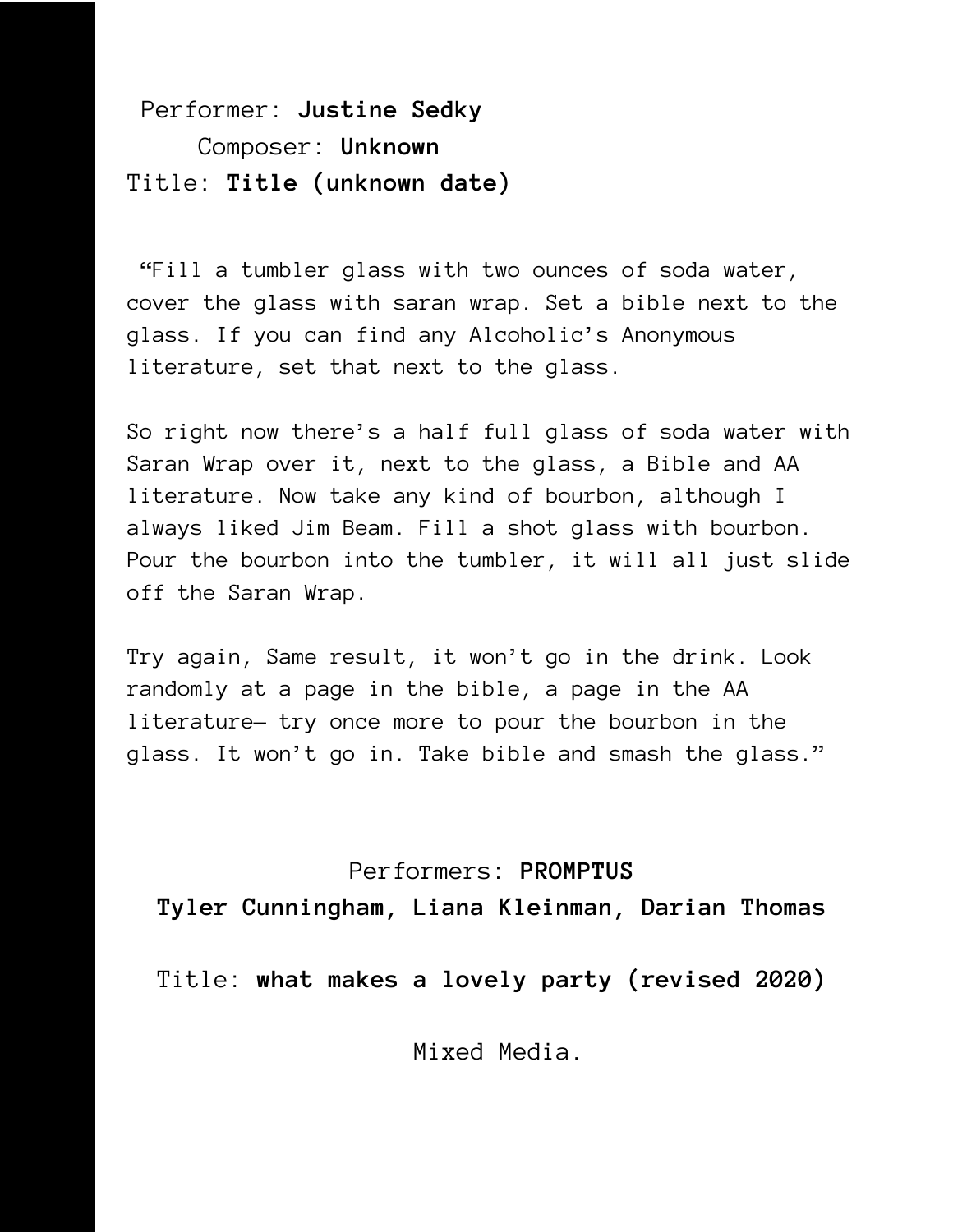Performer: **Justine Sedky**

Composer: **Unknown**

Title: **Title (unknown date)**

"Fill a tumbler glass with two ounces of soda water, cover the glass with saran wrap. Set a bible next to the glass. If you can find any Alcoholic's Anonymous literature, set that next to the glass.

So right now there's a half full glass of soda water with Saran Wrap over it, next to the glass, a Bible and AA literature. Now take any kind of bourbon, although I always liked Jim Beam. Fill a shot glass with bourbon. Pour the bourbon into the tumbler, it will all just slide off the Saran Wrap.

Try again, Same result, it won't go in the drink. Look randomly at a page in the bible, a page in the AA literature— try once more to pour the bourbon in the glass. It won't go in. Take bible and smash the glass."

Performers: **PROMPTUS**

**Tyler Cunningham, Liana Kleinman, Darian Thomas**

Title: **what makes a lovely party (revised 2020)**

Mixed Media.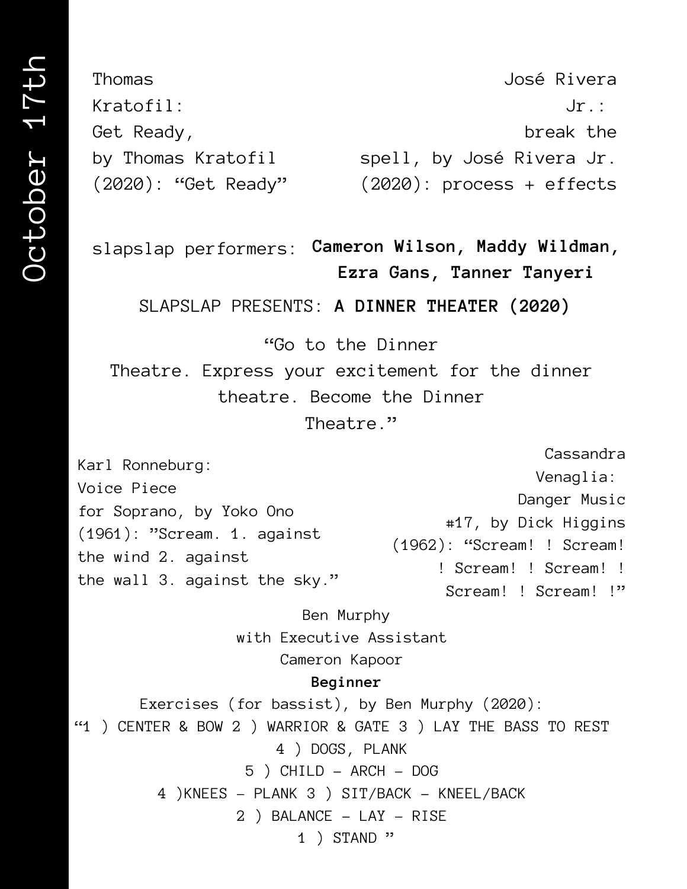October 17th

Thomas Kratofil: Get Ready, by Thomas Kratofil (2020): “Get Ready”

José Rivera Jr.: break the spell, by José Rivera Jr. (2020): process + effects

slapslap performers: **Cameron Wilson, Maddy Wildman, Ezra Gans, Tanner Tanyeri**

SLAPSLAP PRESENTS: **A DINNER THEATER (2020)**

“Go to the Dinner Theatre. Express your excitement for the dinner theatre. Become the Dinner Theatre.”

Karl Ronneburg: Voice Piece for Soprano, by Yoko Ono (1961): ”Scream. 1. against the wind 2. against the wall 3. against the sky.”

Cassandra Venaglia: Danger Music #17, by Dick Higgins (1962): “Scream! ! Scream! ! Scream! ! Scream! ! Scream! ! Scream! !”

Ben Murphy
with Executive Assistant
Cameron Kapoor

**Beginner**

Exercises (for bassist), by Ben Murphy (2020):
“1 ) CENTER & BOW 2 ) WARRIOR & GATE 3 ) LAY THE BASS TO REST
4 ) DOGS, PLANK
5 ) CHILD – ARCH – DOG
4 )KNEES – PLANK 3 ) SIT/BACK – KNEEL/BACK
2 ) BALANCE – LAY – RISE
1 ) STAND ”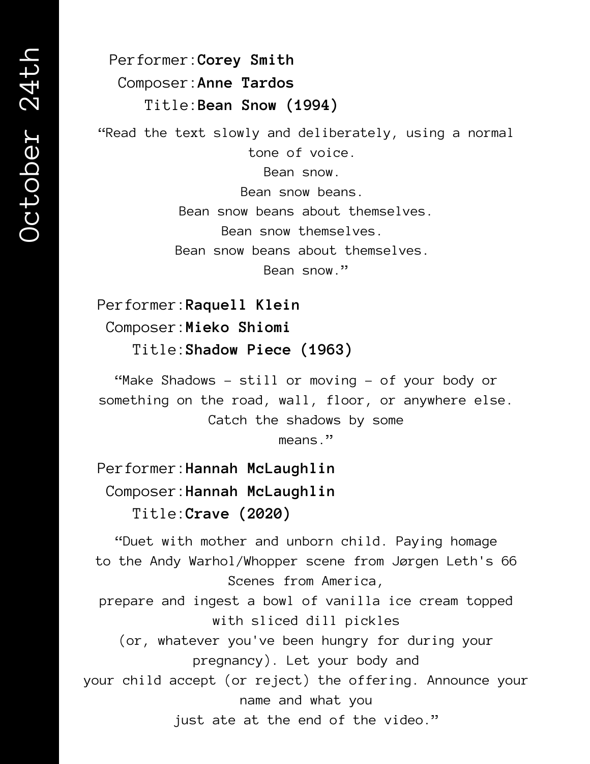# October 24th

Performer: **Corey Smith**
Composer: **Anne Tardos**
Title: **Bean Snow (1994)**

"Read the text slowly and deliberately, using a normal tone of voice.
Bean snow.
Bean snow beans.
Bean snow beans about themselves.
Bean snow themselves.
Bean snow beans about themselves.
Bean snow."

Performer: **Raquell Klein**
Composer: **Mieko Shiomi**
Title: **Shadow Piece (1963)**

"Make Shadows – still or moving – of your body or something on the road, wall, floor, or anywhere else. Catch the shadows by some means."

Performer: **Hannah McLaughlin**
Composer: **Hannah McLaughlin**
Title: **Crave (2020)**

"Duet with mother and unborn child. Paying homage to the Andy Warhol/Whopper scene from Jørgen Leth's 66 Scenes from America,
prepare and ingest a bowl of vanilla ice cream topped with sliced dill pickles
(or, whatever you've been hungry for during your pregnancy). Let your body and
your child accept (or reject) the offering. Announce your name and what you
just ate at the end of the video."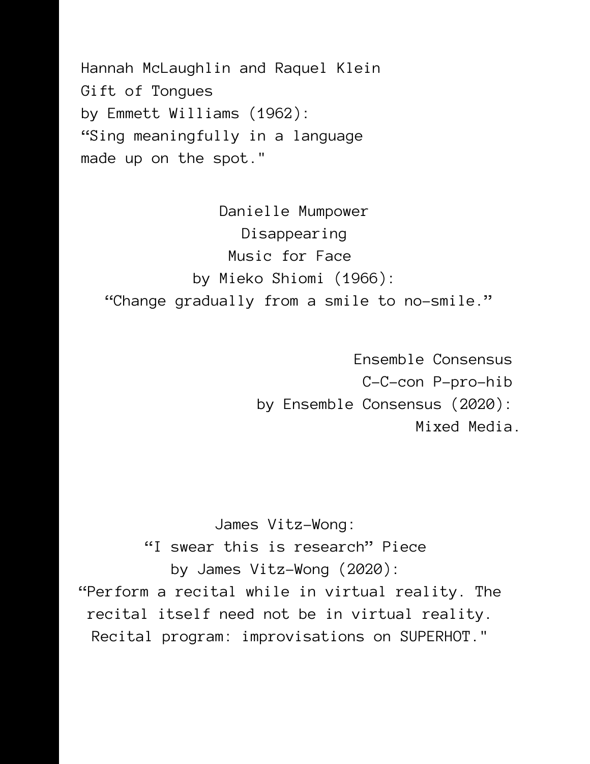Hannah McLaughlin and Raquel Klein
Gift of Tongues
by Emmett Williams (1962):
“Sing meaningfully in a language
made up on the spot."

Danielle Mumpower
Disappearing
Music for Face
by Mieko Shiomi (1966):
“Change gradually from a smile to no-smile.”

Ensemble Consensus
C-C-con P-pro-hib
by Ensemble Consensus (2020):
Mixed Media.

James Vitz-Wong:
“I swear this is research” Piece
by James Vitz-Wong (2020):
“Perform a recital while in virtual reality. The
recital itself need not be in virtual reality.
Recital program: improvisations on SUPERHOT."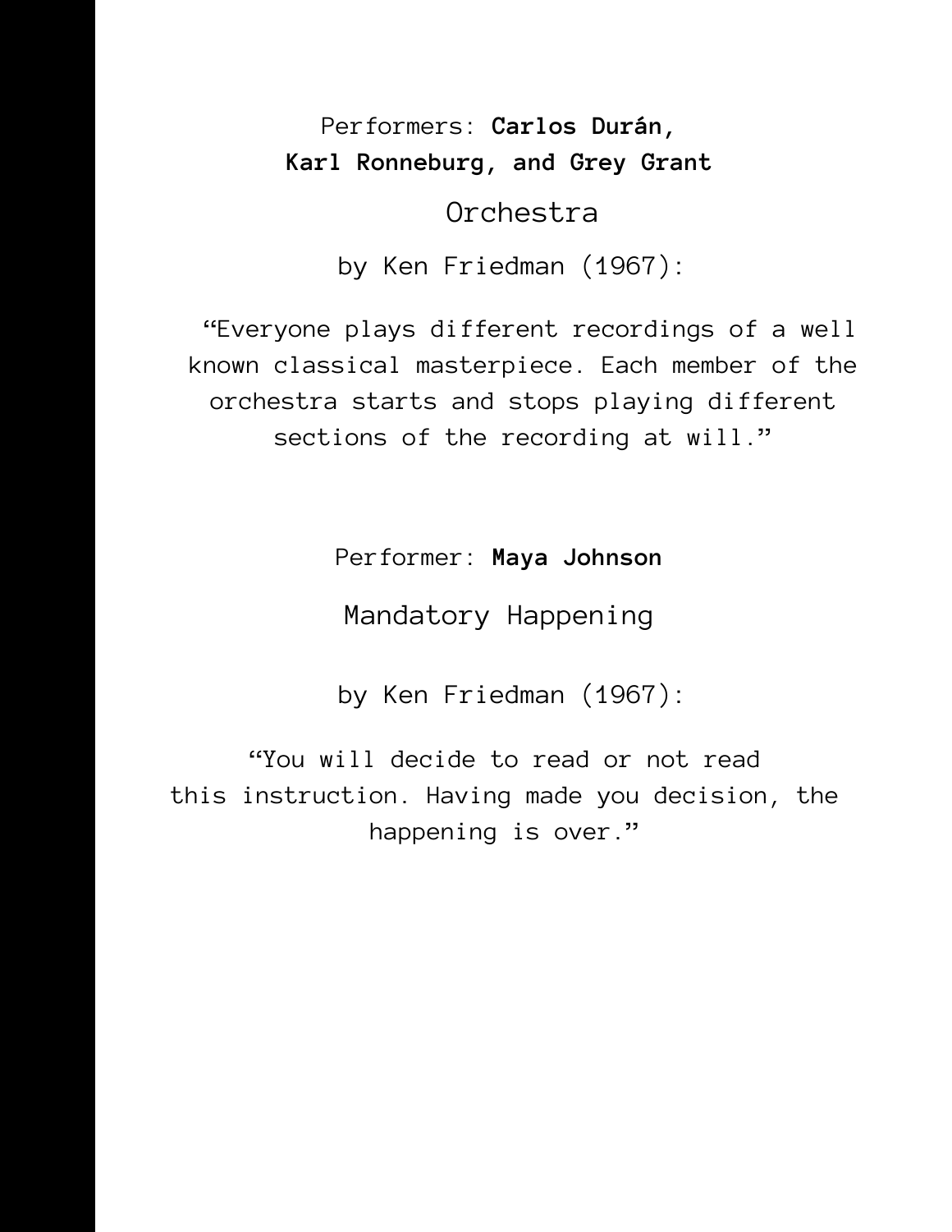Performer: **Carlos Durán, Karl Ronneburg, and Grey Grant**

## Orchestra

by Ken Friedman (1967):

“Everyone plays different recordings of a well known classical masterpiece. Each member of the orchestra starts and stops playing different sections of the recording at will.”

Performer: **Maya Johnson**

## Mandatory Happening

by Ken Friedman (1967):

“You will decide to read or not read this instruction. Having made you decision, the happening is over.”